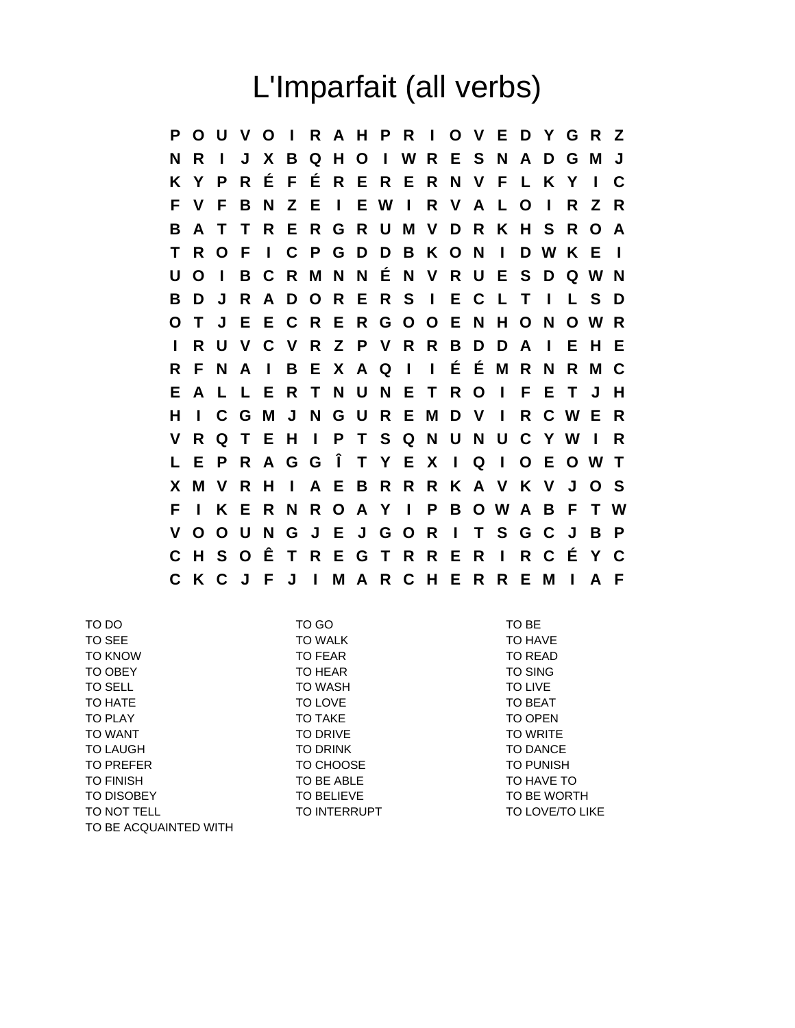# L'Imparfait (all verbs)

```
P O U V O I R A H P R I O V E D Y G R Z
N R I J X B Q H O I W R E S N A D G M J
K Y P R É F É R E R E R N V F L K Y I C
F V F B N Z E I E W I R V A L O I R Z R
B A T T R E R G R U M V D R K H S R O A
T R O F I C P G D D B K O N I D W K E I
U O I B C R M N N É N V R U E S D Q W N
B D J R A D O R E R S I E C L T I L S D
O T J E E C R E R G O O E N H O N O W R
I R U V C V R Z P V R R B D D A I E H E
R F N A I B E X A Q I I É É M R N R M C
E A L L E R T N U N E T R O I F E T J H
H I C G M J N G U R E M D V I R C W E R
V R Q T E H I P T S Q N U N U C Y W I R
L E P R A G G Î T Y E X I Q I O E O W T
X M V R H I A E B R R R K A V K V J O S
F I K E R N R O A Y I P B O W A B F T W
V O O U N G J E J G O R I T S G C J B P
C H S O Ê T R E G T R R E R I R C É Y C
C K C J F J I M A R C H E R R E M I A F
```

| | | |
|---|---|---|
| TO DO | TO GO | TO BE |
| TO SEE | TO WALK | TO HAVE |
| TO KNOW | TO FEAR | TO READ |
| TO OBEY | TO HEAR | TO SING |
| TO SELL | TO WASH | TO LIVE |
| TO HATE | TO LOVE | TO BEAT |
| TO PLAY | TO TAKE | TO OPEN |
| TO WANT | TO DRIVE | TO WRITE |
| TO LAUGH | TO DRINK | TO DANCE |
| TO PREFER | TO CHOOSE | TO PUNISH |
| TO FINISH | TO BE ABLE | TO HAVE TO |
| TO DISOBEY | TO BELIEVE | TO BE WORTH |
| TO NOT TELL | TO INTERRUPT | TO LOVE/TO LIKE |
| TO BE ACQUAINTED WITH | | |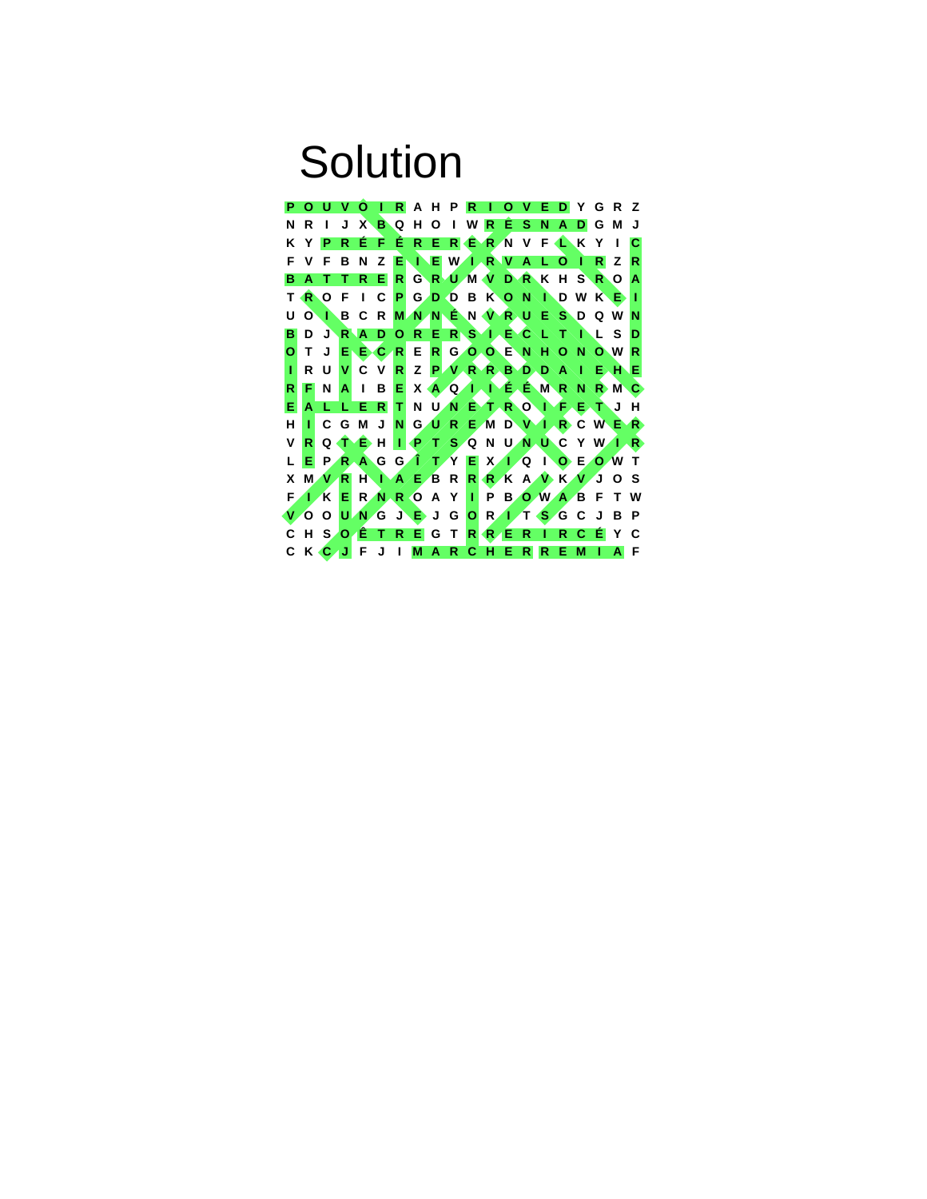# Solution

| | | | | | | | | | | | | | | | | | | | |
|---|---|---|---|---|---|---|---|---|---|---|---|---|---|---|---|---|---|---|---|
| P | O | U | V | O | I | R | A | H | P | R | I | O | V | E | D | Y | G | R | Z |
| N | R | I | J | X | B | Q | H | O | I | W | R | E | S | N | A | D | G | M | J |
| K | Y | P | R | É | F | É | R | E | R | E | R | N | V | F | L | K | Y | I | C |
| F | V | F | B | N | Z | E | I | E | W | I | R | V | A | L | O | I | R | Z | R |
| B | A | T | T | R | E | R | G | R | U | M | V | D | R | K | H | S | R | O | A |
| T | R | O | F | I | C | P | G | D | D | B | K | O | N | I | D | W | K | E | I |
| U | O | I | B | C | R | M | N | N | É | N | V | R | U | E | S | D | Q | W | N |
| B | D | J | R | A | D | O | R | E | R | S | I | E | C | L | T | I | L | S | D |
| O | T | J | E | E | C | R | E | R | G | O | O | E | N | H | O | N | O | W | R |
| I | R | U | V | C | V | R | Z | P | V | R | R | B | D | D | A | I | E | H | E |
| R | F | N | A | I | B | E | X | A | Q | I | I | É | É | M | R | N | R | M | C |
| E | A | L | L | E | R | T | N | U | N | E | T | R | O | I | F | E | T | J | H |
| H | I | C | G | M | J | N | G | U | R | E | M | D | V | I | R | C | W | E | R |
| V | R | Q | T | E | H | I | P | T | S | Q | N | U | N | U | C | Y | W | I | R |
| L | E | P | R | A | G | G | Î | T | Y | E | X | I | Q | I | O | E | O | W | T |
| X | M | V | R | H | I | A | E | B | R | R | R | K | A | V | K | V | J | O | S |
| F | I | K | E | R | N | R | O | A | Y | I | P | B | O | W | A | B | F | T | W |
| V | O | O | U | N | G | J | E | J | G | O | R | I | T | S | G | C | J | B | P |
| C | H | S | O | Ê | T | R | E | G | T | R | R | E | R | I | R | C | É | Y | C |
| C | K | C | J | F | J | I | M | A | R | C | H | E | R | R | E | M | I | A | F |